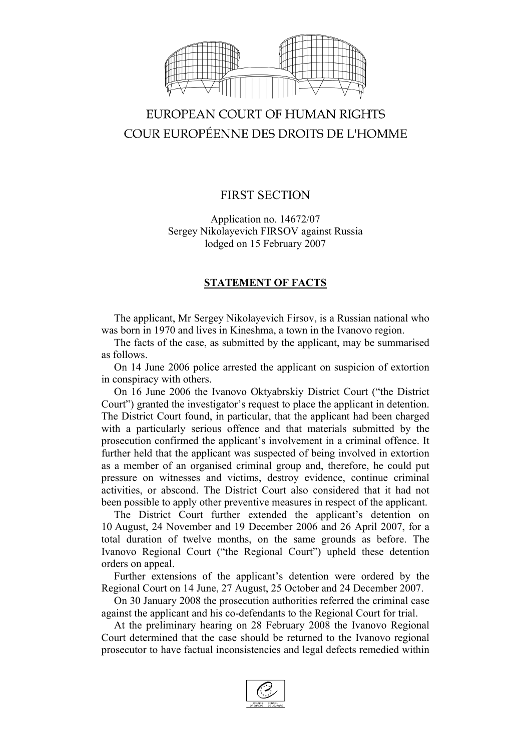# EUROPEAN COURT OF HUMAN RIGHTS
# COUR EUROPÉENNE DES DROITS DE L'HOMME

## FIRST SECTION

Application no. 14672/07
Sergey Nikolayevich FIRSOV against Russia
lodged on 15 February 2007

### STATEMENT OF FACTS

The applicant, Mr Sergey Nikolayevich Firsov, is a Russian national who was born in 1970 and lives in Kineshma, a town in the Ivanovo region.

The facts of the case, as submitted by the applicant, may be summarised as follows.

On 14 June 2006 police arrested the applicant on suspicion of extortion in conspiracy with others.

On 16 June 2006 the Ivanovo Oktyabrskiy District Court ("the District Court") granted the investigator's request to place the applicant in detention. The District Court found, in particular, that the applicant had been charged with a particularly serious offence and that materials submitted by the prosecution confirmed the applicant's involvement in a criminal offence. It further held that the applicant was suspected of being involved in extortion as a member of an organised criminal group and, therefore, he could put pressure on witnesses and victims, destroy evidence, continue criminal activities, or abscond. The District Court also considered that it had not been possible to apply other preventive measures in respect of the applicant.

The District Court further extended the applicant's detention on 10 August, 24 November and 19 December 2006 and 26 April 2007, for a total duration of twelve months, on the same grounds as before. The Ivanovo Regional Court ("the Regional Court") upheld these detention orders on appeal.

Further extensions of the applicant's detention were ordered by the Regional Court on 14 June, 27 August, 25 October and 24 December 2007.

On 30 January 2008 the prosecution authorities referred the criminal case against the applicant and his co-defendants to the Regional Court for trial.

At the preliminary hearing on 28 February 2008 the Ivanovo Regional Court determined that the case should be returned to the Ivanovo regional prosecutor to have factual inconsistencies and legal defects remedied within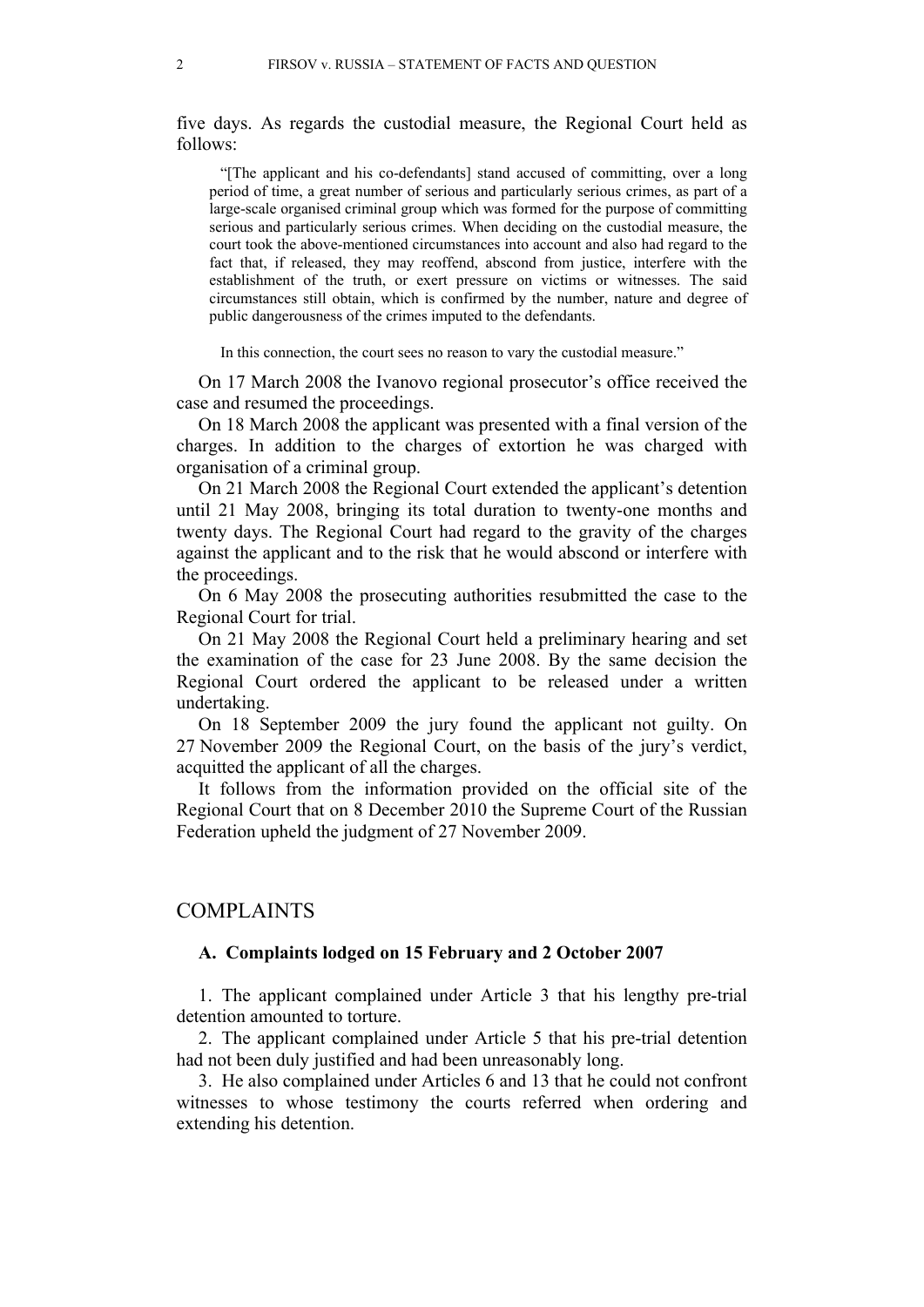five days. As regards the custodial measure, the Regional Court held as follows:

> "[The applicant and his co-defendants] stand accused of committing, over a long period of time, a great number of serious and particularly serious crimes, as part of a large-scale organised criminal group which was formed for the purpose of committing serious and particularly serious crimes. When deciding on the custodial measure, the court took the above-mentioned circumstances into account and also had regard to the fact that, if released, they may reoffend, abscond from justice, interfere with the establishment of the truth, or exert pressure on victims or witnesses. The said circumstances still obtain, which is confirmed by the number, nature and degree of public dangerousness of the crimes imputed to the defendants.
>
> In this connection, the court sees no reason to vary the custodial measure."

On 17 March 2008 the Ivanovo regional prosecutor's office received the case and resumed the proceedings.

On 18 March 2008 the applicant was presented with a final version of the charges. In addition to the charges of extortion he was charged with organisation of a criminal group.

On 21 March 2008 the Regional Court extended the applicant's detention until 21 May 2008, bringing its total duration to twenty-one months and twenty days. The Regional Court had regard to the gravity of the charges against the applicant and to the risk that he would abscond or interfere with the proceedings.

On 6 May 2008 the prosecuting authorities resubmitted the case to the Regional Court for trial.

On 21 May 2008 the Regional Court held a preliminary hearing and set the examination of the case for 23 June 2008. By the same decision the Regional Court ordered the applicant to be released under a written undertaking.

On 18 September 2009 the jury found the applicant not guilty. On 27 November 2009 the Regional Court, on the basis of the jury's verdict, acquitted the applicant of all the charges.

It follows from the information provided on the official site of the Regional Court that on 8 December 2010 the Supreme Court of the Russian Federation upheld the judgment of 27 November 2009.

# COMPLAINTS

## A. Complaints lodged on 15 February and 2 October 2007

1. The applicant complained under Article 3 that his lengthy pre-trial detention amounted to torture.

2. The applicant complained under Article 5 that his pre-trial detention had not been duly justified and had been unreasonably long.

3. He also complained under Articles 6 and 13 that he could not confront witnesses to whose testimony the courts referred when ordering and extending his detention.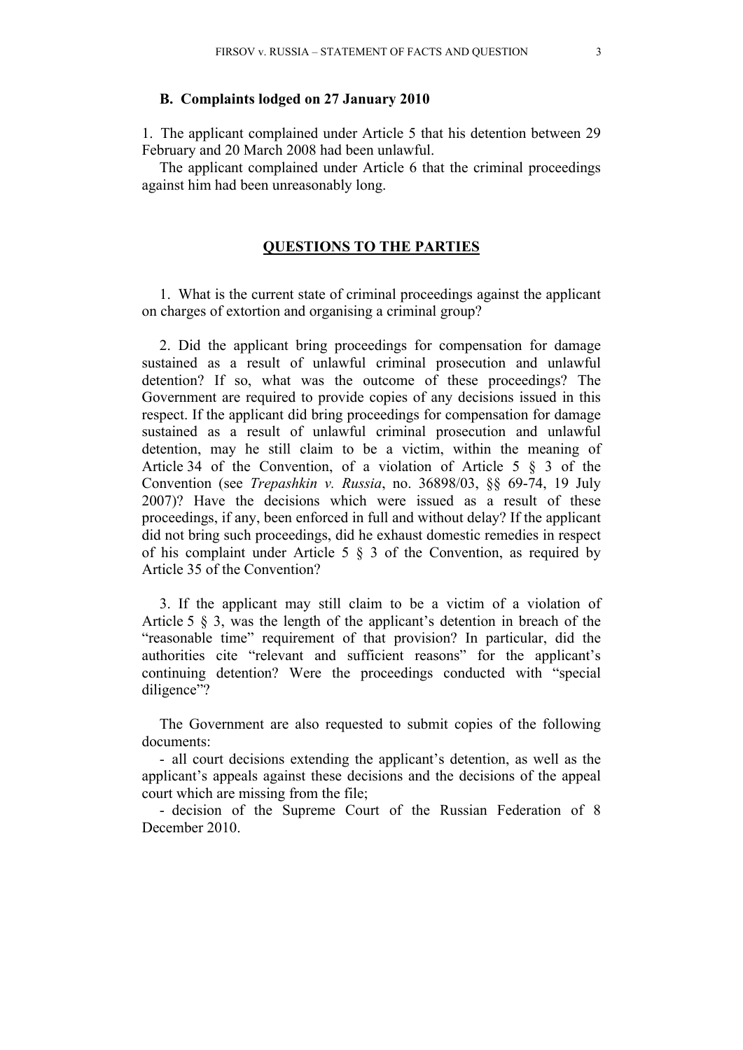### B. Complaints lodged on 27 January 2010

1. The applicant complained under Article 5 that his detention between 29 February and 20 March 2008 had been unlawful.

The applicant complained under Article 6 that the criminal proceedings against him had been unreasonably long.

## QUESTIONS TO THE PARTIES

1. What is the current state of criminal proceedings against the applicant on charges of extortion and organising a criminal group?

2. Did the applicant bring proceedings for compensation for damage sustained as a result of unlawful criminal prosecution and unlawful detention? If so, what was the outcome of these proceedings? The Government are required to provide copies of any decisions issued in this respect. If the applicant did bring proceedings for compensation for damage sustained as a result of unlawful criminal prosecution and unlawful detention, may he still claim to be a victim, within the meaning of Article 34 of the Convention, of a violation of Article 5 § 3 of the Convention (see *Trepashkin v. Russia*, no. 36898/03, §§ 69-74, 19 July 2007)? Have the decisions which were issued as a result of these proceedings, if any, been enforced in full and without delay? If the applicant did not bring such proceedings, did he exhaust domestic remedies in respect of his complaint under Article 5 § 3 of the Convention, as required by Article 35 of the Convention?

3. If the applicant may still claim to be a victim of a violation of Article 5 § 3, was the length of the applicant's detention in breach of the "reasonable time" requirement of that provision? In particular, did the authorities cite "relevant and sufficient reasons" for the applicant's continuing detention? Were the proceedings conducted with "special diligence"?

The Government are also requested to submit copies of the following documents:

- all court decisions extending the applicant's detention, as well as the applicant's appeals against these decisions and the decisions of the appeal court which are missing from the file;
- decision of the Supreme Court of the Russian Federation of 8 December 2010.